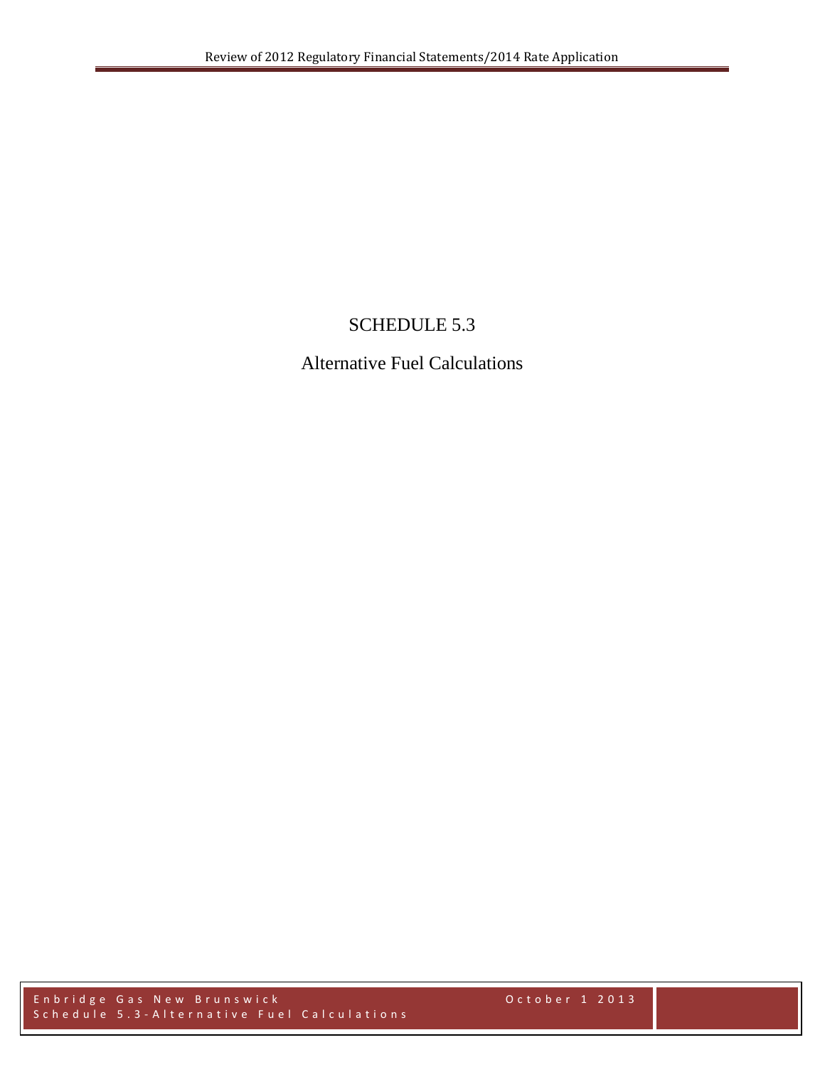# SCHEDULE 5.3

## Alternative Fuel Calculations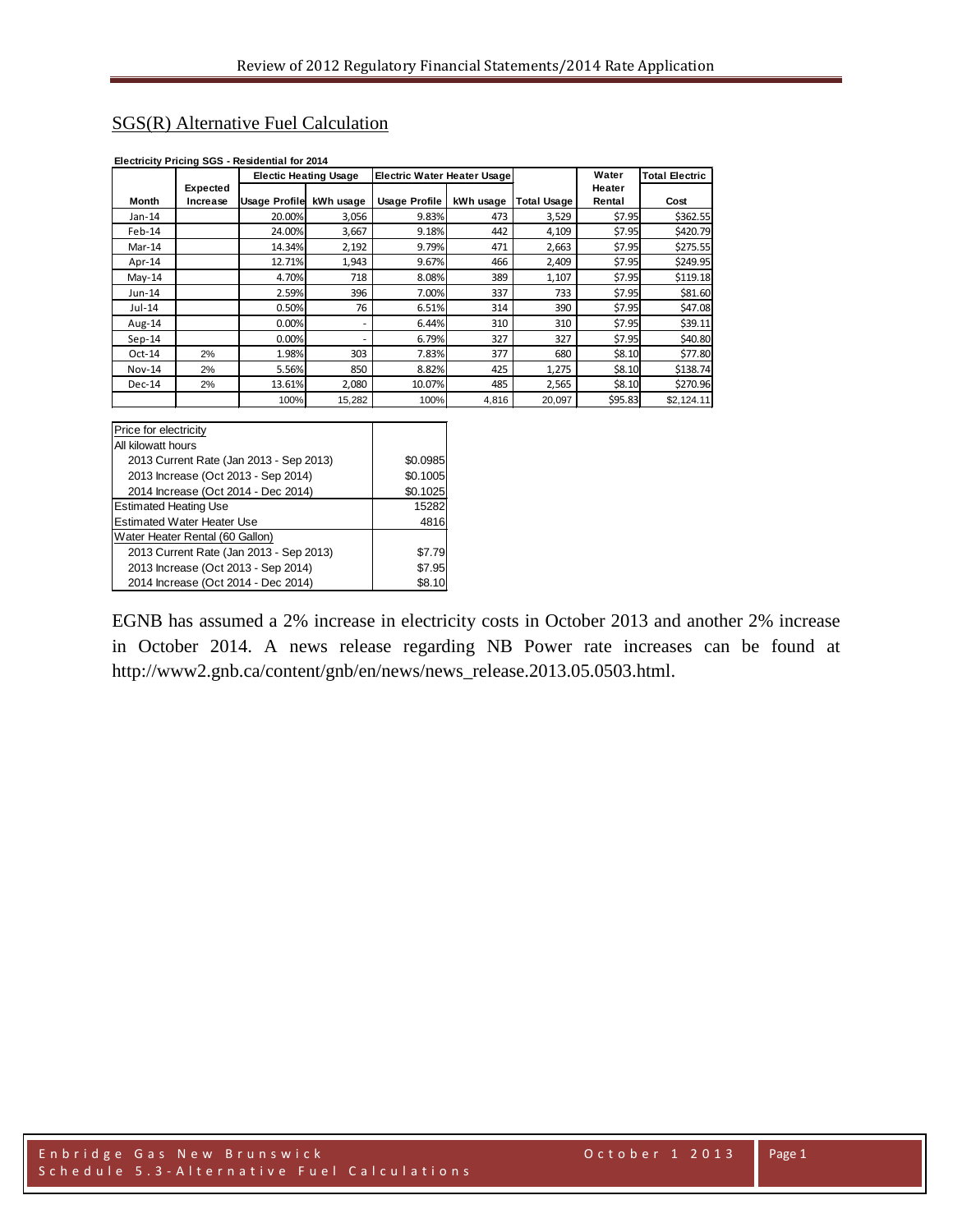## SGS(R) Alternative Fuel Calculation

**Electricity Pricing SGS - Residential for 2014**

| Month | Expected Increase | Electic Heating Usage | | Electric Water Heater Usage | | Total Usage | Water Heater Rental | Total Electric Cost |
|---|---|---|---|---|---|---|---|---|
| | | Usage Profile | kWh usage | Usage Profile | kWh usage | | | |
| Jan-14 | | 20.00% | 3,056 | 9.83% | 473 | 3,529 | $7.95 | $362.55 |
| Feb-14 | | 24.00% | 3,667 | 9.18% | 442 | 4,109 | $7.95 | $420.79 |
| Mar-14 | | 14.34% | 2,192 | 9.79% | 471 | 2,663 | $7.95 | $275.55 |
| Apr-14 | | 12.71% | 1,943 | 9.67% | 466 | 2,409 | $7.95 | $249.95 |
| May-14 | | 4.70% | 718 | 8.08% | 389 | 1,107 | $7.95 | $119.18 |
| Jun-14 | | 2.59% | 396 | 7.00% | 337 | 733 | $7.95 | $81.60 |
| Jul-14 | | 0.50% | 76 | 6.51% | 314 | 390 | $7.95 | $47.08 |
| Aug-14 | | 0.00% | - | 6.44% | 310 | 310 | $7.95 | $39.11 |
| Sep-14 | | 0.00% | - | 6.79% | 327 | 327 | $7.95 | $40.80 |
| Oct-14 | 2% | 1.98% | 303 | 7.83% | 377 | 680 | $8.10 | $77.80 |
| Nov-14 | 2% | 5.56% | 850 | 8.82% | 425 | 1,275 | $8.10 | $138.74 |
| Dec-14 | 2% | 13.61% | 2,080 | 10.07% | 485 | 2,565 | $8.10 | $270.96 |
| | | 100% | 15,282 | 100% | 4,816 | 20,097 | $95.83 | $2,124.11 |

| Price for electricity | |
|---|---|
| All kilowatt hours | |
| 2013 Current Rate (Jan 2013 - Sep 2013) | $0.0985 |
| 2013 Increase (Oct 2013 - Sep 2014) | $0.1005 |
| 2014 Increase (Oct 2014 - Dec 2014) | $0.1025 |
| Estimated Heating Use | 15282 |
| Estimated Water Heater Use | 4816 |
| Water Heater Rental (60 Gallon) | |
| 2013 Current Rate (Jan 2013 - Sep 2013) | $7.79 |
| 2013 Increase (Oct 2013 - Sep 2014) | $7.95 |
| 2014 Increase (Oct 2014 - Dec 2014) | $8.10 |

EGNB has assumed a 2% increase in electricity costs in October 2013 and another 2% increase in October 2014. A news release regarding NB Power rate increases can be found at http://www2.gnb.ca/content/gnb/en/news/news_release.2013.05.0503.html.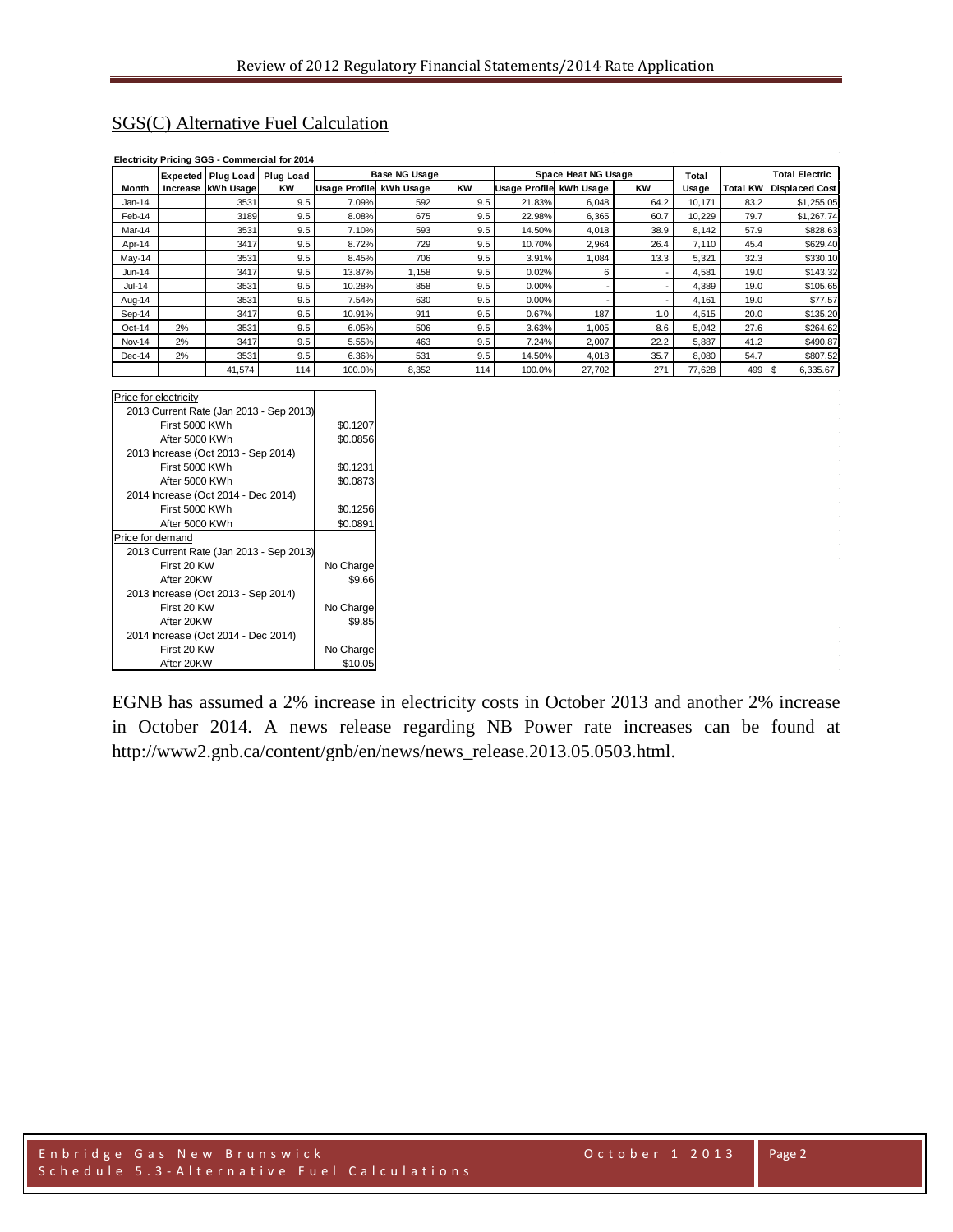## SGS(C) Alternative Fuel Calculation

**Electricity Pricing SGS - Commercial for 2014**

| Month | Expected Increase | Plug Load kWh Usage | Plug Load KW | Base NG Usage Usage Profile | Base NG Usage kWh Usage | Base NG Usage KW | Space Heat NG Usage Usage Profile | Space Heat NG Usage kWh Usage | Space Heat NG Usage KW | Total Usage | Total KW | Total Electric Displaced Cost |
|---|---|---|---|---|---|---|---|---|---|---|---|---|
| Jan-14 | | 3531 | 9.5 | 7.09% | 592 | 9.5 | 21.83% | 6,048 | 64.2 | 10,171 | 83.2 | $1,255.05 |
| Feb-14 | | 3189 | 9.5 | 8.08% | 675 | 9.5 | 22.98% | 6,365 | 60.7 | 10,229 | 79.7 | $1,267.74 |
| Mar-14 | | 3531 | 9.5 | 7.10% | 593 | 9.5 | 14.50% | 4,018 | 38.9 | 8,142 | 57.9 | $828.63 |
| Apr-14 | | 3417 | 9.5 | 8.72% | 729 | 9.5 | 10.70% | 2,964 | 26.4 | 7,110 | 45.4 | $629.40 |
| May-14 | | 3531 | 9.5 | 8.45% | 706 | 9.5 | 3.91% | 1,084 | 13.3 | 5,321 | 32.3 | $330.10 |
| Jun-14 | | 3417 | 9.5 | 13.87% | 1,158 | 9.5 | 0.02% | 6 | - | 4,581 | 19.0 | $143.32 |
| Jul-14 | | 3531 | 9.5 | 10.28% | 858 | 9.5 | 0.00% | - | - | 4,389 | 19.0 | $105.65 |
| Aug-14 | | 3531 | 9.5 | 7.54% | 630 | 9.5 | 0.00% | - | - | 4,161 | 19.0 | $77.57 |
| Sep-14 | | 3417 | 9.5 | 10.91% | 911 | 9.5 | 0.67% | 187 | 1.0 | 4,515 | 20.0 | $135.20 |
| Oct-14 | 2% | 3531 | 9.5 | 6.05% | 506 | 9.5 | 3.63% | 1,005 | 8.6 | 5,042 | 27.6 | $264.62 |
| Nov-14 | 2% | 3417 | 9.5 | 5.55% | 463 | 9.5 | 7.24% | 2,007 | 22.2 | 5,887 | 41.2 | $490.87 |
| Dec-14 | 2% | 3531 | 9.5 | 6.36% | 531 | 9.5 | 14.50% | 4,018 | 35.7 | 8,080 | 54.7 | $807.52 |
| | | 41,574 | 114 | 100.0% | 8,352 | 114 | 100.0% | 27,702 | 271 | 77,628 | 499 | $ 6,335.67 |

| Price for electricity | |
|---|---|
| 2013 Current Rate (Jan 2013 - Sep 2013) | |
| First 5000 KWh | $0.1207 |
| After 5000 KWh | $0.0856 |
| 2013 Increase (Oct 2013 - Sep 2014) | |
| First 5000 KWh | $0.1231 |
| After 5000 KWh | $0.0873 |
| 2014 Increase (Oct 2014 - Dec 2014) | |
| First 5000 KWh | $0.1256 |
| After 5000 KWh | $0.0891 |
| **Price for demand** | |
| 2013 Current Rate (Jan 2013 - Sep 2013) | |
| First 20 KW | No Charge |
| After 20KW | $9.66 |
| 2013 Increase (Oct 2013 - Sep 2014) | |
| First 20 KW | No Charge |
| After 20KW | $9.85 |
| 2014 Increase (Oct 2014 - Dec 2014) | |
| First 20 KW | No Charge |
| After 20KW | $10.05 |

EGNB has assumed a 2% increase in electricity costs in October 2013 and another 2% increase in October 2014. A news release regarding NB Power rate increases can be found at http://www2.gnb.ca/content/gnb/en/news/news_release.2013.05.0503.html.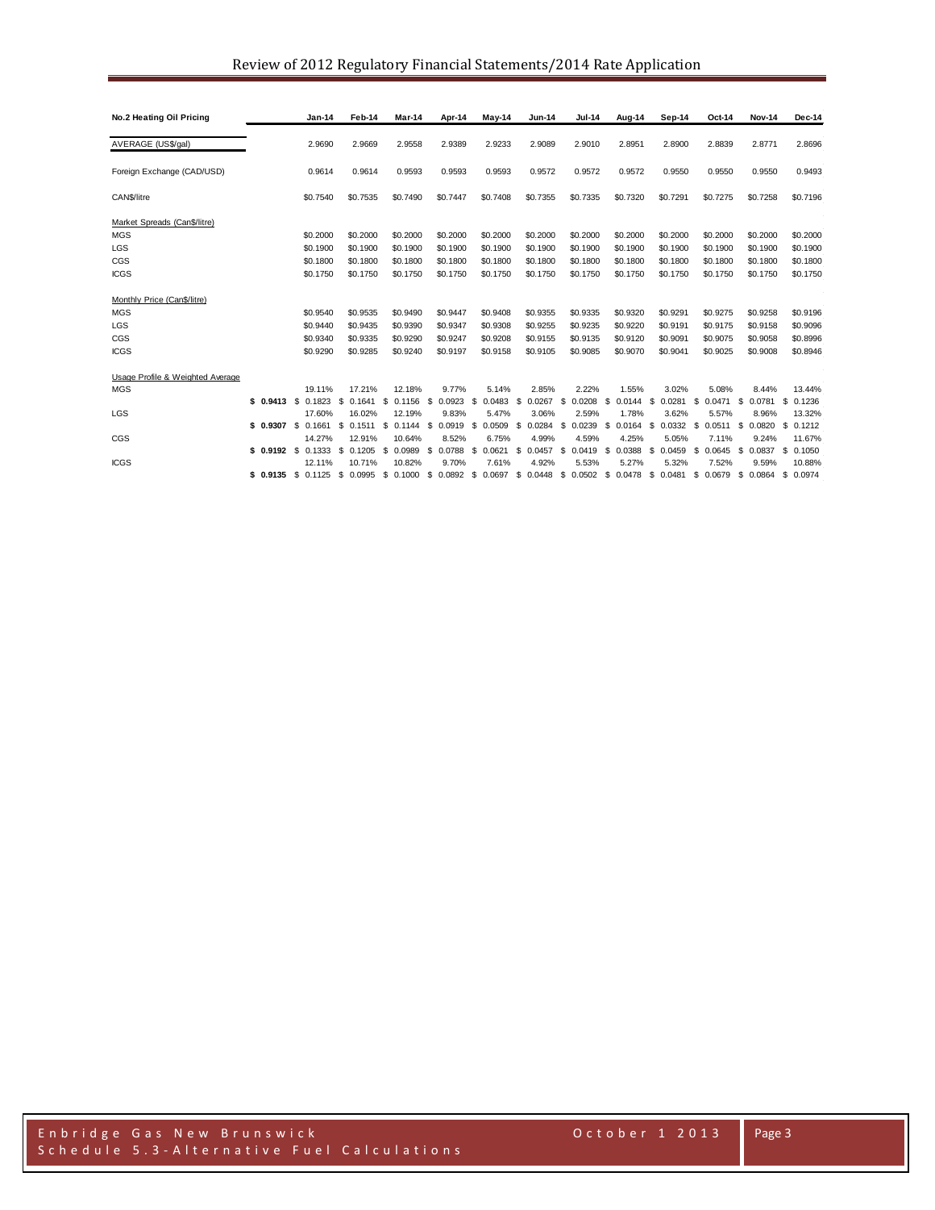| No.2 Heating Oil Pricing | | Jan-14 | Feb-14 | Mar-14 | Apr-14 | May-14 | Jun-14 | Jul-14 | Aug-14 | Sep-14 | Oct-14 | Nov-14 | Dec-14 |
|---|---|---|---|---|---|---|---|---|---|---|---|---|---|
| AVERAGE (US$/gal) | | 2.9690 | 2.9669 | 2.9558 | 2.9389 | 2.9233 | 2.9089 | 2.9010 | 2.8951 | 2.8900 | 2.8839 | 2.8771 | 2.8696 |
| Foreign Exchange (CAD/USD) | | 0.9614 | 0.9614 | 0.9593 | 0.9593 | 0.9593 | 0.9572 | 0.9572 | 0.9572 | 0.9550 | 0.9550 | 0.9550 | 0.9493 |
| CAN$/litre | | $0.7540 | $0.7535 | $0.7490 | $0.7447 | $0.7408 | $0.7355 | $0.7335 | $0.7320 | $0.7291 | $0.7275 | $0.7258 | $0.7196 |
| Market Spreads (Can$/litre) | | | | | | | | | | | | | |
| MGS | | $0.2000 | $0.2000 | $0.2000 | $0.2000 | $0.2000 | $0.2000 | $0.2000 | $0.2000 | $0.2000 | $0.2000 | $0.2000 | $0.2000 |
| LGS | | $0.1900 | $0.1900 | $0.1900 | $0.1900 | $0.1900 | $0.1900 | $0.1900 | $0.1900 | $0.1900 | $0.1900 | $0.1900 | $0.1900 |
| CGS | | $0.1800 | $0.1800 | $0.1800 | $0.1800 | $0.1800 | $0.1800 | $0.1800 | $0.1800 | $0.1800 | $0.1800 | $0.1800 | $0.1800 |
| ICGS | | $0.1750 | $0.1750 | $0.1750 | $0.1750 | $0.1750 | $0.1750 | $0.1750 | $0.1750 | $0.1750 | $0.1750 | $0.1750 | $0.1750 |
| Monthly Price (Can$/litre) | | | | | | | | | | | | | |
| MGS | | $0.9540 | $0.9535 | $0.9490 | $0.9447 | $0.9408 | $0.9355 | $0.9335 | $0.9320 | $0.9291 | $0.9275 | $0.9258 | $0.9196 |
| LGS | | $0.9440 | $0.9435 | $0.9390 | $0.9347 | $0.9308 | $0.9255 | $0.9235 | $0.9220 | $0.9191 | $0.9175 | $0.9158 | $0.9096 |
| CGS | | $0.9340 | $0.9335 | $0.9290 | $0.9247 | $0.9208 | $0.9155 | $0.9135 | $0.9120 | $0.9091 | $0.9075 | $0.9058 | $0.8996 |
| ICGS | | $0.9290 | $0.9285 | $0.9240 | $0.9197 | $0.9158 | $0.9105 | $0.9085 | $0.9070 | $0.9041 | $0.9025 | $0.9008 | $0.8946 |
| Usage Profile & Weighted Average | | | | | | | | | | | | | |
| MGS | | 19.11% | 17.21% | 12.18% | 9.77% | 5.14% | 2.85% | 2.22% | 1.55% | 3.02% | 5.08% | 8.44% | 13.44% |
| | **$ 0.9413** | $ 0.1823 | $ 0.1641 | $ 0.1156 | $ 0.0923 | $ 0.0483 | $ 0.0267 | $ 0.0208 | $ 0.0144 | $ 0.0281 | $ 0.0471 | $ 0.0781 | $ 0.1236 |
| LGS | | 17.60% | 16.02% | 12.19% | 9.83% | 5.47% | 3.06% | 2.59% | 1.78% | 3.62% | 5.57% | 8.96% | 13.32% |
| | **$ 0.9307** | $ 0.1661 | $ 0.1511 | $ 0.1144 | $ 0.0919 | $ 0.0509 | $ 0.0284 | $ 0.0239 | $ 0.0164 | $ 0.0332 | $ 0.0511 | $ 0.0820 | $ 0.1212 |
| CGS | | 14.27% | 12.91% | 10.64% | 8.52% | 6.75% | 4.99% | 4.59% | 4.25% | 5.05% | 7.11% | 9.24% | 11.67% |
| | **$ 0.9192** | $ 0.1333 | $ 0.1205 | $ 0.0989 | $ 0.0788 | $ 0.0621 | $ 0.0457 | $ 0.0419 | $ 0.0388 | $ 0.0459 | $ 0.0645 | $ 0.0837 | $ 0.1050 |
| ICGS | | 12.11% | 10.71% | 10.82% | 9.70% | 7.61% | 4.92% | 5.53% | 5.27% | 5.32% | 7.52% | 9.59% | 10.88% |
| | **$ 0.9135** | $ 0.1125 | $ 0.0995 | $ 0.1000 | $ 0.0892 | $ 0.0697 | $ 0.0448 | $ 0.0502 | $ 0.0478 | $ 0.0481 | $ 0.0679 | $ 0.0864 | $ 0.0974 |